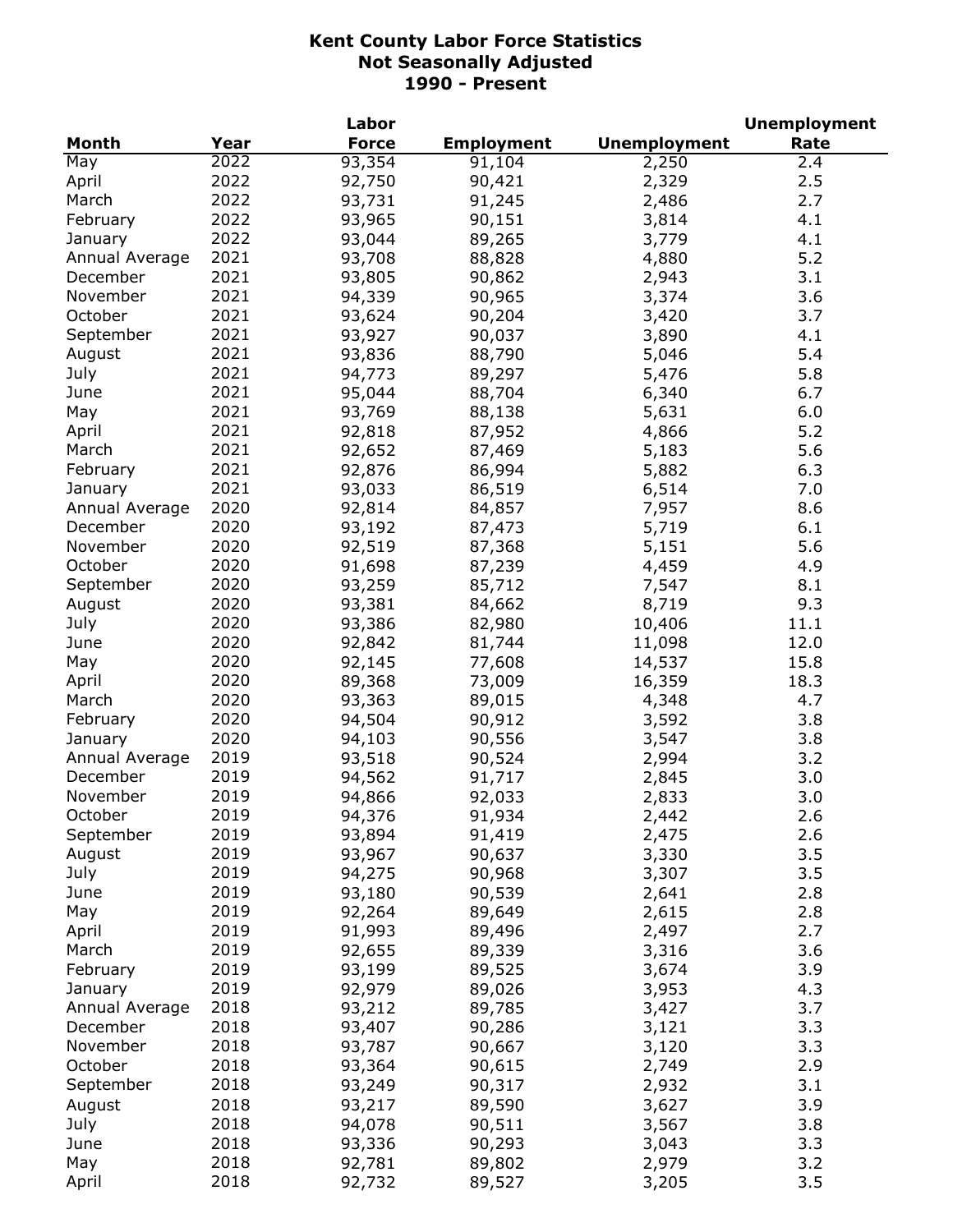# Kent County Labor Force Statistics
## Not Seasonally Adjusted
## 1990 - Present

| Month | Year | Labor Force | Employment | Unemployment | Unemployment Rate |
|---|---|---|---|---|---|
| May | 2022 | 93,354 | 91,104 | 2,250 | 2.4 |
| April | 2022 | 92,750 | 90,421 | 2,329 | 2.5 |
| March | 2022 | 93,731 | 91,245 | 2,486 | 2.7 |
| February | 2022 | 93,965 | 90,151 | 3,814 | 4.1 |
| January | 2022 | 93,044 | 89,265 | 3,779 | 4.1 |
| Annual Average | 2021 | 93,708 | 88,828 | 4,880 | 5.2 |
| December | 2021 | 93,805 | 90,862 | 2,943 | 3.1 |
| November | 2021 | 94,339 | 90,965 | 3,374 | 3.6 |
| October | 2021 | 93,624 | 90,204 | 3,420 | 3.7 |
| September | 2021 | 93,927 | 90,037 | 3,890 | 4.1 |
| August | 2021 | 93,836 | 88,790 | 5,046 | 5.4 |
| July | 2021 | 94,773 | 89,297 | 5,476 | 5.8 |
| June | 2021 | 95,044 | 88,704 | 6,340 | 6.7 |
| May | 2021 | 93,769 | 88,138 | 5,631 | 6.0 |
| April | 2021 | 92,818 | 87,952 | 4,866 | 5.2 |
| March | 2021 | 92,652 | 87,469 | 5,183 | 5.6 |
| February | 2021 | 92,876 | 86,994 | 5,882 | 6.3 |
| January | 2021 | 93,033 | 86,519 | 6,514 | 7.0 |
| Annual Average | 2020 | 92,814 | 84,857 | 7,957 | 8.6 |
| December | 2020 | 93,192 | 87,473 | 5,719 | 6.1 |
| November | 2020 | 92,519 | 87,368 | 5,151 | 5.6 |
| October | 2020 | 91,698 | 87,239 | 4,459 | 4.9 |
| September | 2020 | 93,259 | 85,712 | 7,547 | 8.1 |
| August | 2020 | 93,381 | 84,662 | 8,719 | 9.3 |
| July | 2020 | 93,386 | 82,980 | 10,406 | 11.1 |
| June | 2020 | 92,842 | 81,744 | 11,098 | 12.0 |
| May | 2020 | 92,145 | 77,608 | 14,537 | 15.8 |
| April | 2020 | 89,368 | 73,009 | 16,359 | 18.3 |
| March | 2020 | 93,363 | 89,015 | 4,348 | 4.7 |
| February | 2020 | 94,504 | 90,912 | 3,592 | 3.8 |
| January | 2020 | 94,103 | 90,556 | 3,547 | 3.8 |
| Annual Average | 2019 | 93,518 | 90,524 | 2,994 | 3.2 |
| December | 2019 | 94,562 | 91,717 | 2,845 | 3.0 |
| November | 2019 | 94,866 | 92,033 | 2,833 | 3.0 |
| October | 2019 | 94,376 | 91,934 | 2,442 | 2.6 |
| September | 2019 | 93,894 | 91,419 | 2,475 | 2.6 |
| August | 2019 | 93,967 | 90,637 | 3,330 | 3.5 |
| July | 2019 | 94,275 | 90,968 | 3,307 | 3.5 |
| June | 2019 | 93,180 | 90,539 | 2,641 | 2.8 |
| May | 2019 | 92,264 | 89,649 | 2,615 | 2.8 |
| April | 2019 | 91,993 | 89,496 | 2,497 | 2.7 |
| March | 2019 | 92,655 | 89,339 | 3,316 | 3.6 |
| February | 2019 | 93,199 | 89,525 | 3,674 | 3.9 |
| January | 2019 | 92,979 | 89,026 | 3,953 | 4.3 |
| Annual Average | 2018 | 93,212 | 89,785 | 3,427 | 3.7 |
| December | 2018 | 93,407 | 90,286 | 3,121 | 3.3 |
| November | 2018 | 93,787 | 90,667 | 3,120 | 3.3 |
| October | 2018 | 93,364 | 90,615 | 2,749 | 2.9 |
| September | 2018 | 93,249 | 90,317 | 2,932 | 3.1 |
| August | 2018 | 93,217 | 89,590 | 3,627 | 3.9 |
| July | 2018 | 94,078 | 90,511 | 3,567 | 3.8 |
| June | 2018 | 93,336 | 90,293 | 3,043 | 3.3 |
| May | 2018 | 92,781 | 89,802 | 2,979 | 3.2 |
| April | 2018 | 92,732 | 89,527 | 3,205 | 3.5 |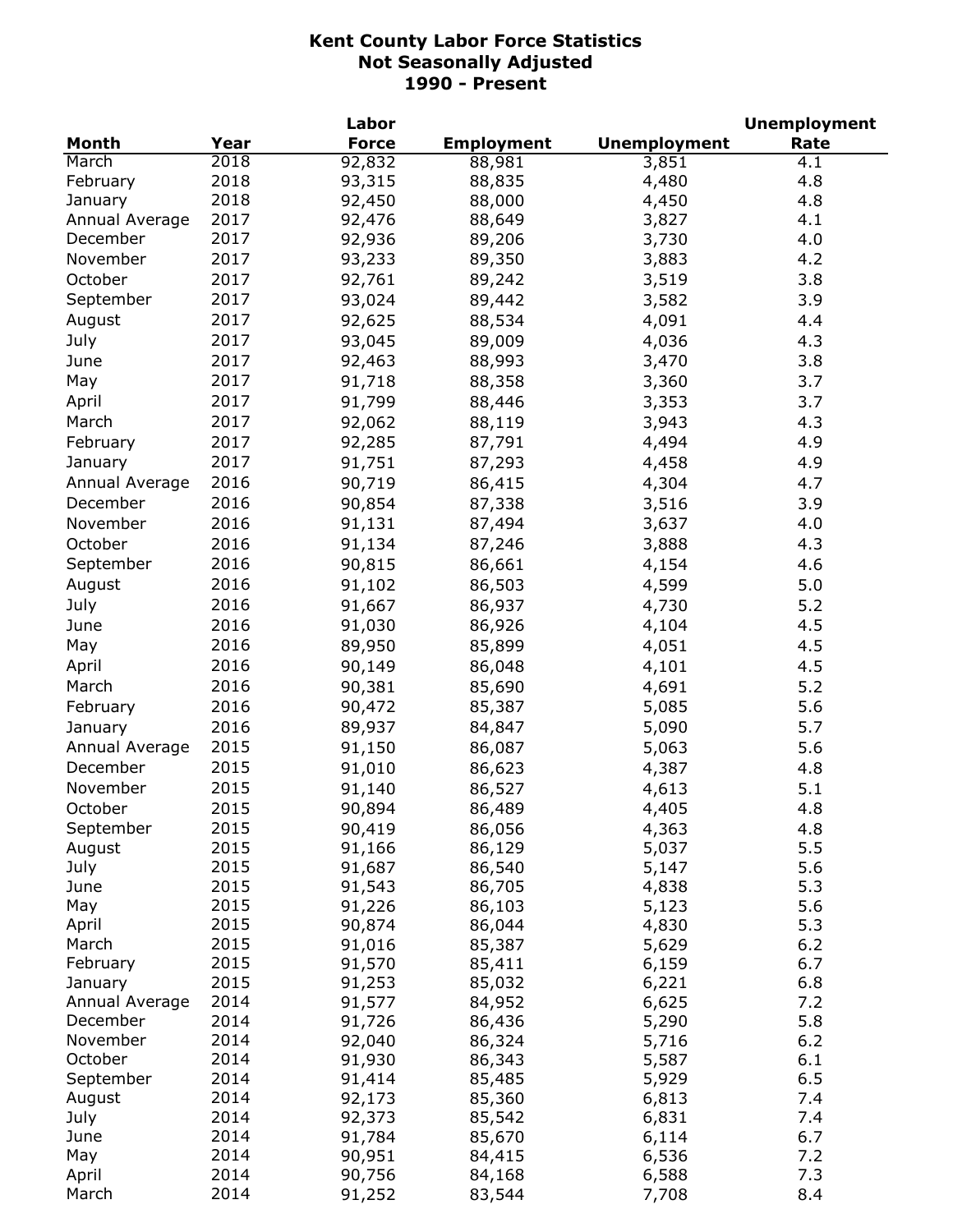# Kent County Labor Force Statistics
## Not Seasonally Adjusted
## 1990 - Present

| Month | Year | Labor Force | Employment | Unemployment | Unemployment Rate |
|---|---|---|---|---|---|
| March | 2018 | 92,832 | 88,981 | 3,851 | 4.1 |
| February | 2018 | 93,315 | 88,835 | 4,480 | 4.8 |
| January | 2018 | 92,450 | 88,000 | 4,450 | 4.8 |
| Annual Average | 2017 | 92,476 | 88,649 | 3,827 | 4.1 |
| December | 2017 | 92,936 | 89,206 | 3,730 | 4.0 |
| November | 2017 | 93,233 | 89,350 | 3,883 | 4.2 |
| October | 2017 | 92,761 | 89,242 | 3,519 | 3.8 |
| September | 2017 | 93,024 | 89,442 | 3,582 | 3.9 |
| August | 2017 | 92,625 | 88,534 | 4,091 | 4.4 |
| July | 2017 | 93,045 | 89,009 | 4,036 | 4.3 |
| June | 2017 | 92,463 | 88,993 | 3,470 | 3.8 |
| May | 2017 | 91,718 | 88,358 | 3,360 | 3.7 |
| April | 2017 | 91,799 | 88,446 | 3,353 | 3.7 |
| March | 2017 | 92,062 | 88,119 | 3,943 | 4.3 |
| February | 2017 | 92,285 | 87,791 | 4,494 | 4.9 |
| January | 2017 | 91,751 | 87,293 | 4,458 | 4.9 |
| Annual Average | 2016 | 90,719 | 86,415 | 4,304 | 4.7 |
| December | 2016 | 90,854 | 87,338 | 3,516 | 3.9 |
| November | 2016 | 91,131 | 87,494 | 3,637 | 4.0 |
| October | 2016 | 91,134 | 87,246 | 3,888 | 4.3 |
| September | 2016 | 90,815 | 86,661 | 4,154 | 4.6 |
| August | 2016 | 91,102 | 86,503 | 4,599 | 5.0 |
| July | 2016 | 91,667 | 86,937 | 4,730 | 5.2 |
| June | 2016 | 91,030 | 86,926 | 4,104 | 4.5 |
| May | 2016 | 89,950 | 85,899 | 4,051 | 4.5 |
| April | 2016 | 90,149 | 86,048 | 4,101 | 4.5 |
| March | 2016 | 90,381 | 85,690 | 4,691 | 5.2 |
| February | 2016 | 90,472 | 85,387 | 5,085 | 5.6 |
| January | 2016 | 89,937 | 84,847 | 5,090 | 5.7 |
| Annual Average | 2015 | 91,150 | 86,087 | 5,063 | 5.6 |
| December | 2015 | 91,010 | 86,623 | 4,387 | 4.8 |
| November | 2015 | 91,140 | 86,527 | 4,613 | 5.1 |
| October | 2015 | 90,894 | 86,489 | 4,405 | 4.8 |
| September | 2015 | 90,419 | 86,056 | 4,363 | 4.8 |
| August | 2015 | 91,166 | 86,129 | 5,037 | 5.5 |
| July | 2015 | 91,687 | 86,540 | 5,147 | 5.6 |
| June | 2015 | 91,543 | 86,705 | 4,838 | 5.3 |
| May | 2015 | 91,226 | 86,103 | 5,123 | 5.6 |
| April | 2015 | 90,874 | 86,044 | 4,830 | 5.3 |
| March | 2015 | 91,016 | 85,387 | 5,629 | 6.2 |
| February | 2015 | 91,570 | 85,411 | 6,159 | 6.7 |
| January | 2015 | 91,253 | 85,032 | 6,221 | 6.8 |
| Annual Average | 2014 | 91,577 | 84,952 | 6,625 | 7.2 |
| December | 2014 | 91,726 | 86,436 | 5,290 | 5.8 |
| November | 2014 | 92,040 | 86,324 | 5,716 | 6.2 |
| October | 2014 | 91,930 | 86,343 | 5,587 | 6.1 |
| September | 2014 | 91,414 | 85,485 | 5,929 | 6.5 |
| August | 2014 | 92,173 | 85,360 | 6,813 | 7.4 |
| July | 2014 | 92,373 | 85,542 | 6,831 | 7.4 |
| June | 2014 | 91,784 | 85,670 | 6,114 | 6.7 |
| May | 2014 | 90,951 | 84,415 | 6,536 | 7.2 |
| April | 2014 | 90,756 | 84,168 | 6,588 | 7.3 |
| March | 2014 | 91,252 | 83,544 | 7,708 | 8.4 |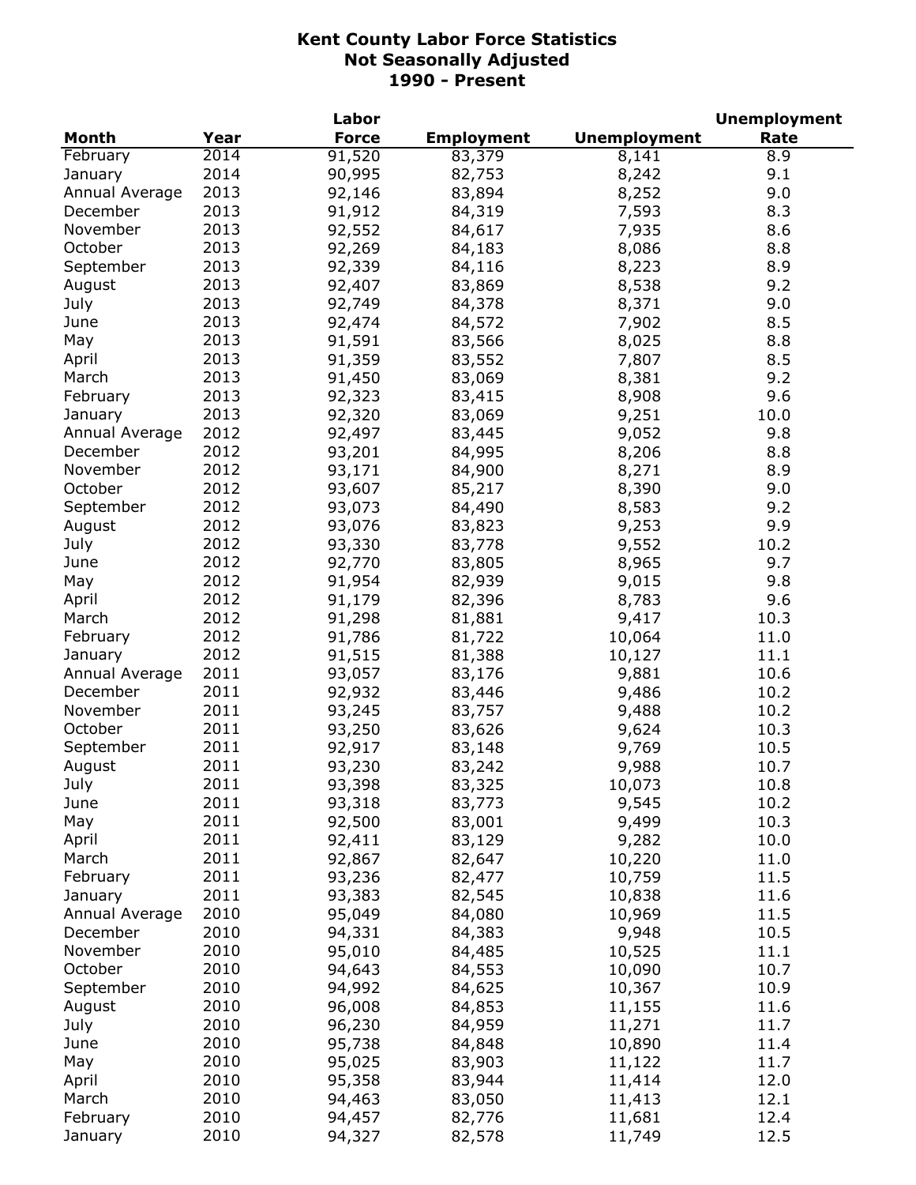# Kent County Labor Force Statistics
## Not Seasonally Adjusted
## 1990 - Present

| Month | Year | Labor Force | Employment | Unemployment | Unemployment Rate |
|---|---|---|---|---|---|
| February | 2014 | 91,520 | 83,379 | 8,141 | 8.9 |
| January | 2014 | 90,995 | 82,753 | 8,242 | 9.1 |
| Annual Average | 2013 | 92,146 | 83,894 | 8,252 | 9.0 |
| December | 2013 | 91,912 | 84,319 | 7,593 | 8.3 |
| November | 2013 | 92,552 | 84,617 | 7,935 | 8.6 |
| October | 2013 | 92,269 | 84,183 | 8,086 | 8.8 |
| September | 2013 | 92,339 | 84,116 | 8,223 | 8.9 |
| August | 2013 | 92,407 | 83,869 | 8,538 | 9.2 |
| July | 2013 | 92,749 | 84,378 | 8,371 | 9.0 |
| June | 2013 | 92,474 | 84,572 | 7,902 | 8.5 |
| May | 2013 | 91,591 | 83,566 | 8,025 | 8.8 |
| April | 2013 | 91,359 | 83,552 | 7,807 | 8.5 |
| March | 2013 | 91,450 | 83,069 | 8,381 | 9.2 |
| February | 2013 | 92,323 | 83,415 | 8,908 | 9.6 |
| January | 2013 | 92,320 | 83,069 | 9,251 | 10.0 |
| Annual Average | 2012 | 92,497 | 83,445 | 9,052 | 9.8 |
| December | 2012 | 93,201 | 84,995 | 8,206 | 8.8 |
| November | 2012 | 93,171 | 84,900 | 8,271 | 8.9 |
| October | 2012 | 93,607 | 85,217 | 8,390 | 9.0 |
| September | 2012 | 93,073 | 84,490 | 8,583 | 9.2 |
| August | 2012 | 93,076 | 83,823 | 9,253 | 9.9 |
| July | 2012 | 93,330 | 83,778 | 9,552 | 10.2 |
| June | 2012 | 92,770 | 83,805 | 8,965 | 9.7 |
| May | 2012 | 91,954 | 82,939 | 9,015 | 9.8 |
| April | 2012 | 91,179 | 82,396 | 8,783 | 9.6 |
| March | 2012 | 91,298 | 81,881 | 9,417 | 10.3 |
| February | 2012 | 91,786 | 81,722 | 10,064 | 11.0 |
| January | 2012 | 91,515 | 81,388 | 10,127 | 11.1 |
| Annual Average | 2011 | 93,057 | 83,176 | 9,881 | 10.6 |
| December | 2011 | 92,932 | 83,446 | 9,486 | 10.2 |
| November | 2011 | 93,245 | 83,757 | 9,488 | 10.2 |
| October | 2011 | 93,250 | 83,626 | 9,624 | 10.3 |
| September | 2011 | 92,917 | 83,148 | 9,769 | 10.5 |
| August | 2011 | 93,230 | 83,242 | 9,988 | 10.7 |
| July | 2011 | 93,398 | 83,325 | 10,073 | 10.8 |
| June | 2011 | 93,318 | 83,773 | 9,545 | 10.2 |
| May | 2011 | 92,500 | 83,001 | 9,499 | 10.3 |
| April | 2011 | 92,411 | 83,129 | 9,282 | 10.0 |
| March | 2011 | 92,867 | 82,647 | 10,220 | 11.0 |
| February | 2011 | 93,236 | 82,477 | 10,759 | 11.5 |
| January | 2011 | 93,383 | 82,545 | 10,838 | 11.6 |
| Annual Average | 2010 | 95,049 | 84,080 | 10,969 | 11.5 |
| December | 2010 | 94,331 | 84,383 | 9,948 | 10.5 |
| November | 2010 | 95,010 | 84,485 | 10,525 | 11.1 |
| October | 2010 | 94,643 | 84,553 | 10,090 | 10.7 |
| September | 2010 | 94,992 | 84,625 | 10,367 | 10.9 |
| August | 2010 | 96,008 | 84,853 | 11,155 | 11.6 |
| July | 2010 | 96,230 | 84,959 | 11,271 | 11.7 |
| June | 2010 | 95,738 | 84,848 | 10,890 | 11.4 |
| May | 2010 | 95,025 | 83,903 | 11,122 | 11.7 |
| April | 2010 | 95,358 | 83,944 | 11,414 | 12.0 |
| March | 2010 | 94,463 | 83,050 | 11,413 | 12.1 |
| February | 2010 | 94,457 | 82,776 | 11,681 | 12.4 |
| January | 2010 | 94,327 | 82,578 | 11,749 | 12.5 |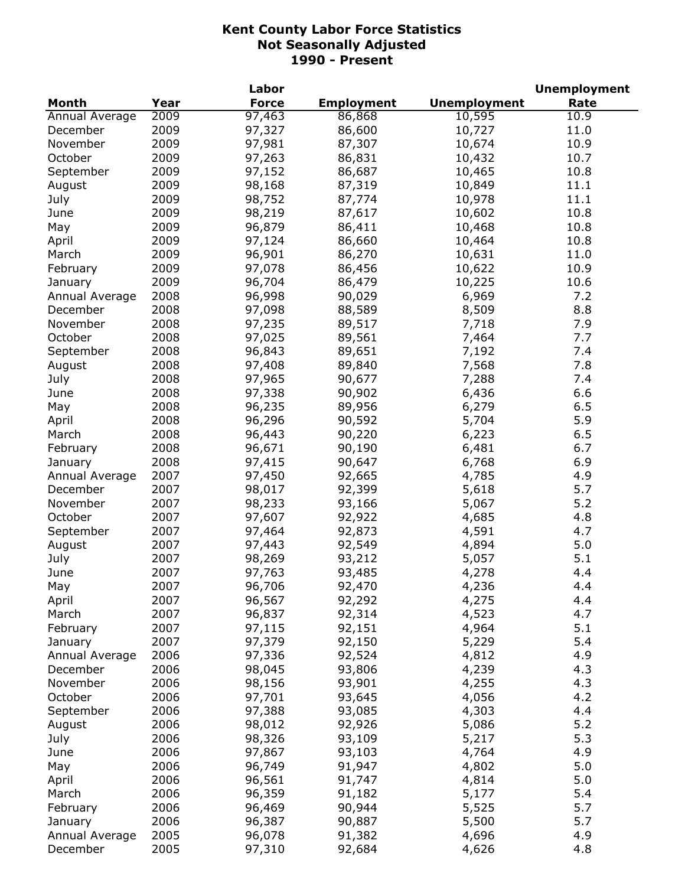# Kent County Labor Force Statistics
## Not Seasonally Adjusted
## 1990 - Present

| Month | Year | Labor Force | Employment | Unemployment | Unemployment Rate |
|---|---|---|---|---|---|
| Annual Average | 2009 | 97,463 | 86,868 | 10,595 | 10.9 |
| December | 2009 | 97,327 | 86,600 | 10,727 | 11.0 |
| November | 2009 | 97,981 | 87,307 | 10,674 | 10.9 |
| October | 2009 | 97,263 | 86,831 | 10,432 | 10.7 |
| September | 2009 | 97,152 | 86,687 | 10,465 | 10.8 |
| August | 2009 | 98,168 | 87,319 | 10,849 | 11.1 |
| July | 2009 | 98,752 | 87,774 | 10,978 | 11.1 |
| June | 2009 | 98,219 | 87,617 | 10,602 | 10.8 |
| May | 2009 | 96,879 | 86,411 | 10,468 | 10.8 |
| April | 2009 | 97,124 | 86,660 | 10,464 | 10.8 |
| March | 2009 | 96,901 | 86,270 | 10,631 | 11.0 |
| February | 2009 | 97,078 | 86,456 | 10,622 | 10.9 |
| January | 2009 | 96,704 | 86,479 | 10,225 | 10.6 |
| Annual Average | 2008 | 96,998 | 90,029 | 6,969 | 7.2 |
| December | 2008 | 97,098 | 88,589 | 8,509 | 8.8 |
| November | 2008 | 97,235 | 89,517 | 7,718 | 7.9 |
| October | 2008 | 97,025 | 89,561 | 7,464 | 7.7 |
| September | 2008 | 96,843 | 89,651 | 7,192 | 7.4 |
| August | 2008 | 97,408 | 89,840 | 7,568 | 7.8 |
| July | 2008 | 97,965 | 90,677 | 7,288 | 7.4 |
| June | 2008 | 97,338 | 90,902 | 6,436 | 6.6 |
| May | 2008 | 96,235 | 89,956 | 6,279 | 6.5 |
| April | 2008 | 96,296 | 90,592 | 5,704 | 5.9 |
| March | 2008 | 96,443 | 90,220 | 6,223 | 6.5 |
| February | 2008 | 96,671 | 90,190 | 6,481 | 6.7 |
| January | 2008 | 97,415 | 90,647 | 6,768 | 6.9 |
| Annual Average | 2007 | 97,450 | 92,665 | 4,785 | 4.9 |
| December | 2007 | 98,017 | 92,399 | 5,618 | 5.7 |
| November | 2007 | 98,233 | 93,166 | 5,067 | 5.2 |
| October | 2007 | 97,607 | 92,922 | 4,685 | 4.8 |
| September | 2007 | 97,464 | 92,873 | 4,591 | 4.7 |
| August | 2007 | 97,443 | 92,549 | 4,894 | 5.0 |
| July | 2007 | 98,269 | 93,212 | 5,057 | 5.1 |
| June | 2007 | 97,763 | 93,485 | 4,278 | 4.4 |
| May | 2007 | 96,706 | 92,470 | 4,236 | 4.4 |
| April | 2007 | 96,567 | 92,292 | 4,275 | 4.4 |
| March | 2007 | 96,837 | 92,314 | 4,523 | 4.7 |
| February | 2007 | 97,115 | 92,151 | 4,964 | 5.1 |
| January | 2007 | 97,379 | 92,150 | 5,229 | 5.4 |
| Annual Average | 2006 | 97,336 | 92,524 | 4,812 | 4.9 |
| December | 2006 | 98,045 | 93,806 | 4,239 | 4.3 |
| November | 2006 | 98,156 | 93,901 | 4,255 | 4.3 |
| October | 2006 | 97,701 | 93,645 | 4,056 | 4.2 |
| September | 2006 | 97,388 | 93,085 | 4,303 | 4.4 |
| August | 2006 | 98,012 | 92,926 | 5,086 | 5.2 |
| July | 2006 | 98,326 | 93,109 | 5,217 | 5.3 |
| June | 2006 | 97,867 | 93,103 | 4,764 | 4.9 |
| May | 2006 | 96,749 | 91,947 | 4,802 | 5.0 |
| April | 2006 | 96,561 | 91,747 | 4,814 | 5.0 |
| March | 2006 | 96,359 | 91,182 | 5,177 | 5.4 |
| February | 2006 | 96,469 | 90,944 | 5,525 | 5.7 |
| January | 2006 | 96,387 | 90,887 | 5,500 | 5.7 |
| Annual Average | 2005 | 96,078 | 91,382 | 4,696 | 4.9 |
| December | 2005 | 97,310 | 92,684 | 4,626 | 4.8 |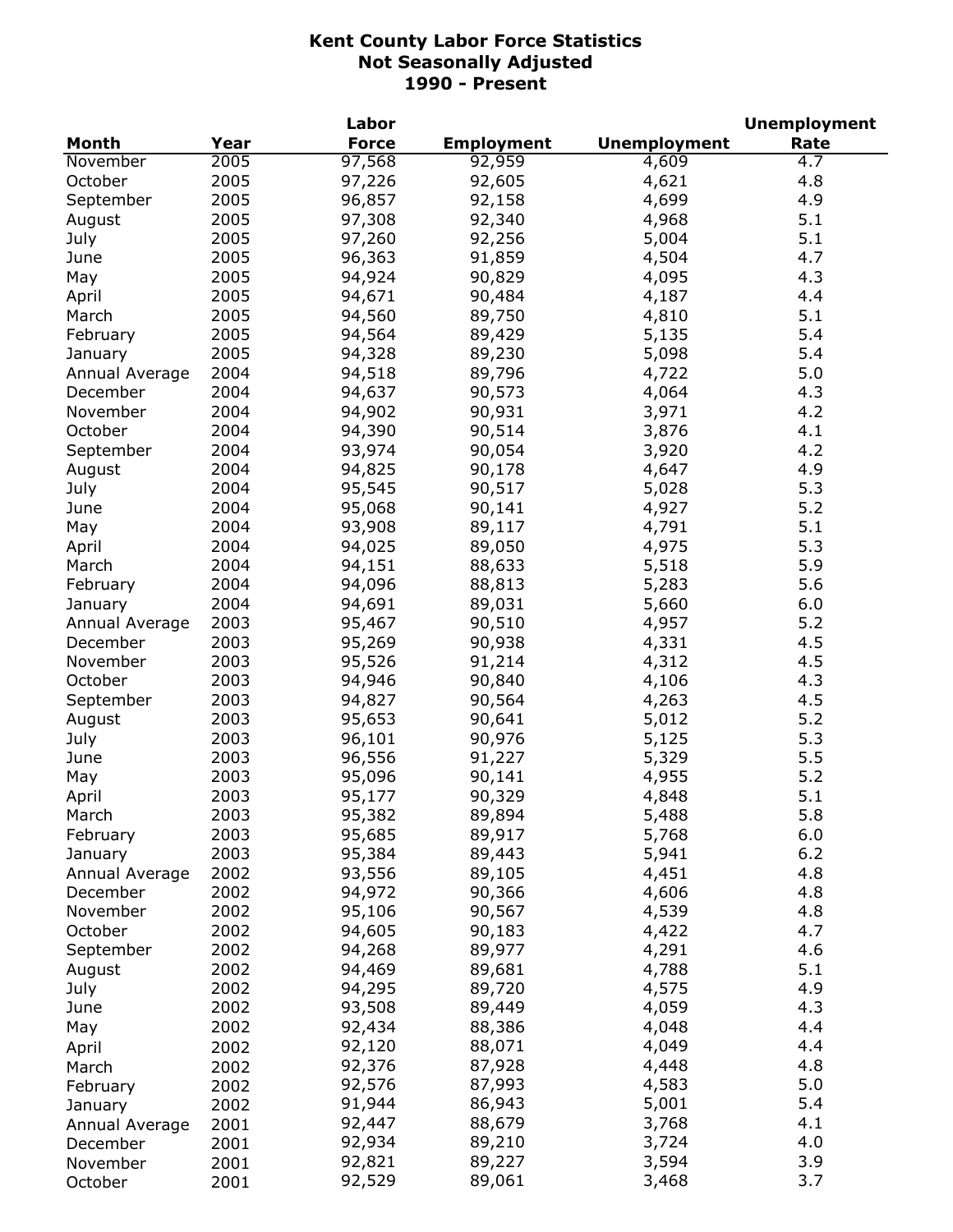# Kent County Labor Force Statistics
## Not Seasonally Adjusted
## 1990 - Present

| Month | Year | Labor Force | Employment | Unemployment | Unemployment Rate |
|---|---|---|---|---|---|
| November | 2005 | 97,568 | 92,959 | 4,609 | 4.7 |
| October | 2005 | 97,226 | 92,605 | 4,621 | 4.8 |
| September | 2005 | 96,857 | 92,158 | 4,699 | 4.9 |
| August | 2005 | 97,308 | 92,340 | 4,968 | 5.1 |
| July | 2005 | 97,260 | 92,256 | 5,004 | 5.1 |
| June | 2005 | 96,363 | 91,859 | 4,504 | 4.7 |
| May | 2005 | 94,924 | 90,829 | 4,095 | 4.3 |
| April | 2005 | 94,671 | 90,484 | 4,187 | 4.4 |
| March | 2005 | 94,560 | 89,750 | 4,810 | 5.1 |
| February | 2005 | 94,564 | 89,429 | 5,135 | 5.4 |
| January | 2005 | 94,328 | 89,230 | 5,098 | 5.4 |
| Annual Average | 2004 | 94,518 | 89,796 | 4,722 | 5.0 |
| December | 2004 | 94,637 | 90,573 | 4,064 | 4.3 |
| November | 2004 | 94,902 | 90,931 | 3,971 | 4.2 |
| October | 2004 | 94,390 | 90,514 | 3,876 | 4.1 |
| September | 2004 | 93,974 | 90,054 | 3,920 | 4.2 |
| August | 2004 | 94,825 | 90,178 | 4,647 | 4.9 |
| July | 2004 | 95,545 | 90,517 | 5,028 | 5.3 |
| June | 2004 | 95,068 | 90,141 | 4,927 | 5.2 |
| May | 2004 | 93,908 | 89,117 | 4,791 | 5.1 |
| April | 2004 | 94,025 | 89,050 | 4,975 | 5.3 |
| March | 2004 | 94,151 | 88,633 | 5,518 | 5.9 |
| February | 2004 | 94,096 | 88,813 | 5,283 | 5.6 |
| January | 2004 | 94,691 | 89,031 | 5,660 | 6.0 |
| Annual Average | 2003 | 95,467 | 90,510 | 4,957 | 5.2 |
| December | 2003 | 95,269 | 90,938 | 4,331 | 4.5 |
| November | 2003 | 95,526 | 91,214 | 4,312 | 4.5 |
| October | 2003 | 94,946 | 90,840 | 4,106 | 4.3 |
| September | 2003 | 94,827 | 90,564 | 4,263 | 4.5 |
| August | 2003 | 95,653 | 90,641 | 5,012 | 5.2 |
| July | 2003 | 96,101 | 90,976 | 5,125 | 5.3 |
| June | 2003 | 96,556 | 91,227 | 5,329 | 5.5 |
| May | 2003 | 95,096 | 90,141 | 4,955 | 5.2 |
| April | 2003 | 95,177 | 90,329 | 4,848 | 5.1 |
| March | 2003 | 95,382 | 89,894 | 5,488 | 5.8 |
| February | 2003 | 95,685 | 89,917 | 5,768 | 6.0 |
| January | 2003 | 95,384 | 89,443 | 5,941 | 6.2 |
| Annual Average | 2002 | 93,556 | 89,105 | 4,451 | 4.8 |
| December | 2002 | 94,972 | 90,366 | 4,606 | 4.8 |
| November | 2002 | 95,106 | 90,567 | 4,539 | 4.8 |
| October | 2002 | 94,605 | 90,183 | 4,422 | 4.7 |
| September | 2002 | 94,268 | 89,977 | 4,291 | 4.6 |
| August | 2002 | 94,469 | 89,681 | 4,788 | 5.1 |
| July | 2002 | 94,295 | 89,720 | 4,575 | 4.9 |
| June | 2002 | 93,508 | 89,449 | 4,059 | 4.3 |
| May | 2002 | 92,434 | 88,386 | 4,048 | 4.4 |
| April | 2002 | 92,120 | 88,071 | 4,049 | 4.4 |
| March | 2002 | 92,376 | 87,928 | 4,448 | 4.8 |
| February | 2002 | 92,576 | 87,993 | 4,583 | 5.0 |
| January | 2002 | 91,944 | 86,943 | 5,001 | 5.4 |
| Annual Average | 2001 | 92,447 | 88,679 | 3,768 | 4.1 |
| December | 2001 | 92,934 | 89,210 | 3,724 | 4.0 |
| November | 2001 | 92,821 | 89,227 | 3,594 | 3.9 |
| October | 2001 | 92,529 | 89,061 | 3,468 | 3.7 |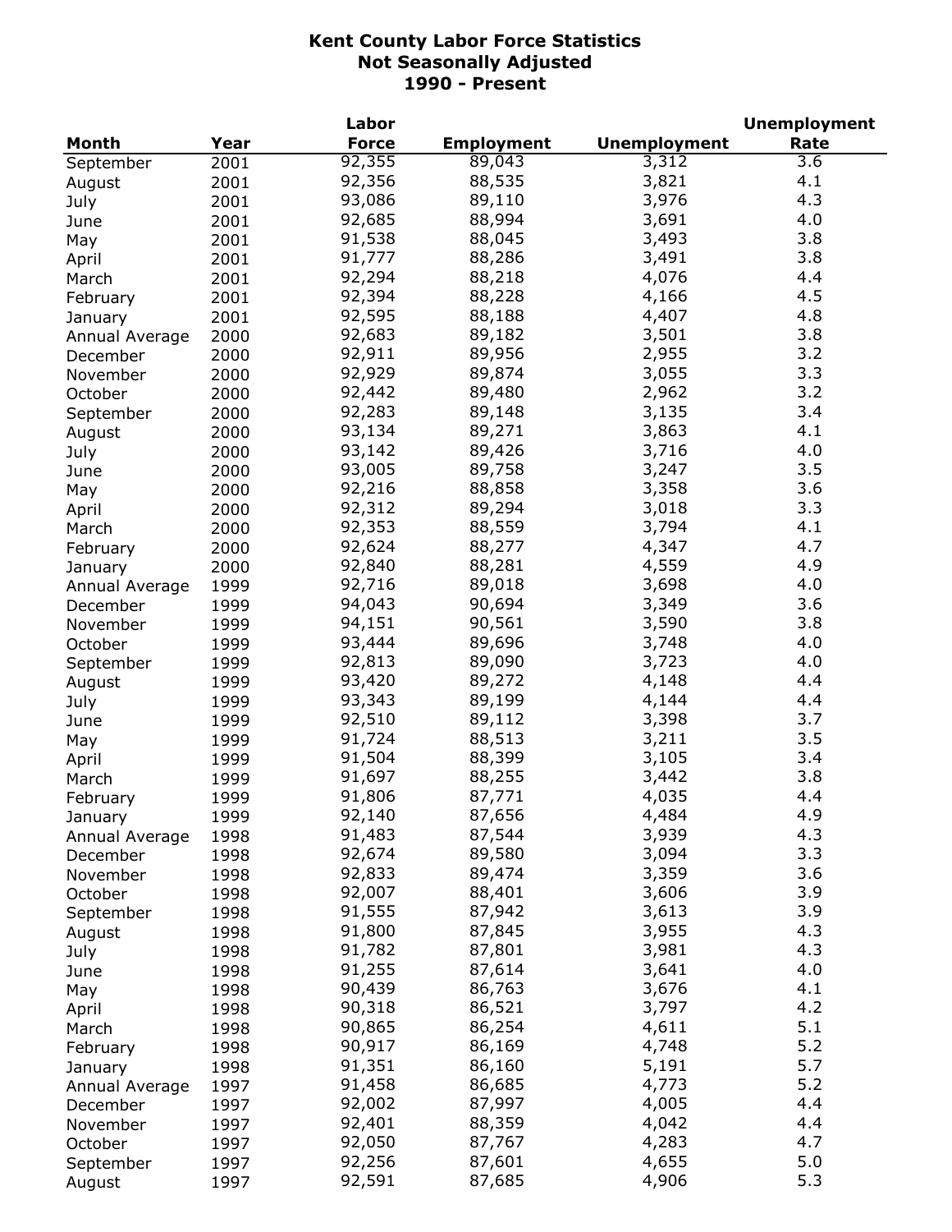# Kent County Labor Force Statistics
## Not Seasonally Adjusted
## 1990 - Present

| Month | Year | Labor Force | Employment | Unemployment | Unemployment Rate |
|---|---|---|---|---|---|
| September | 2001 | 92,355 | 89,043 | 3,312 | 3.6 |
| August | 2001 | 92,356 | 88,535 | 3,821 | 4.1 |
| July | 2001 | 93,086 | 89,110 | 3,976 | 4.3 |
| June | 2001 | 92,685 | 88,994 | 3,691 | 4.0 |
| May | 2001 | 91,538 | 88,045 | 3,493 | 3.8 |
| April | 2001 | 91,777 | 88,286 | 3,491 | 3.8 |
| March | 2001 | 92,294 | 88,218 | 4,076 | 4.4 |
| February | 2001 | 92,394 | 88,228 | 4,166 | 4.5 |
| January | 2001 | 92,595 | 88,188 | 4,407 | 4.8 |
| Annual Average | 2000 | 92,683 | 89,182 | 3,501 | 3.8 |
| December | 2000 | 92,911 | 89,956 | 2,955 | 3.2 |
| November | 2000 | 92,929 | 89,874 | 3,055 | 3.3 |
| October | 2000 | 92,442 | 89,480 | 2,962 | 3.2 |
| September | 2000 | 92,283 | 89,148 | 3,135 | 3.4 |
| August | 2000 | 93,134 | 89,271 | 3,863 | 4.1 |
| July | 2000 | 93,142 | 89,426 | 3,716 | 4.0 |
| June | 2000 | 93,005 | 89,758 | 3,247 | 3.5 |
| May | 2000 | 92,216 | 88,858 | 3,358 | 3.6 |
| April | 2000 | 92,312 | 89,294 | 3,018 | 3.3 |
| March | 2000 | 92,353 | 88,559 | 3,794 | 4.1 |
| February | 2000 | 92,624 | 88,277 | 4,347 | 4.7 |
| January | 2000 | 92,840 | 88,281 | 4,559 | 4.9 |
| Annual Average | 1999 | 92,716 | 89,018 | 3,698 | 4.0 |
| December | 1999 | 94,043 | 90,694 | 3,349 | 3.6 |
| November | 1999 | 94,151 | 90,561 | 3,590 | 3.8 |
| October | 1999 | 93,444 | 89,696 | 3,748 | 4.0 |
| September | 1999 | 92,813 | 89,090 | 3,723 | 4.0 |
| August | 1999 | 93,420 | 89,272 | 4,148 | 4.4 |
| July | 1999 | 93,343 | 89,199 | 4,144 | 4.4 |
| June | 1999 | 92,510 | 89,112 | 3,398 | 3.7 |
| May | 1999 | 91,724 | 88,513 | 3,211 | 3.5 |
| April | 1999 | 91,504 | 88,399 | 3,105 | 3.4 |
| March | 1999 | 91,697 | 88,255 | 3,442 | 3.8 |
| February | 1999 | 91,806 | 87,771 | 4,035 | 4.4 |
| January | 1999 | 92,140 | 87,656 | 4,484 | 4.9 |
| Annual Average | 1998 | 91,483 | 87,544 | 3,939 | 4.3 |
| December | 1998 | 92,674 | 89,580 | 3,094 | 3.3 |
| November | 1998 | 92,833 | 89,474 | 3,359 | 3.6 |
| October | 1998 | 92,007 | 88,401 | 3,606 | 3.9 |
| September | 1998 | 91,555 | 87,942 | 3,613 | 3.9 |
| August | 1998 | 91,800 | 87,845 | 3,955 | 4.3 |
| July | 1998 | 91,782 | 87,801 | 3,981 | 4.3 |
| June | 1998 | 91,255 | 87,614 | 3,641 | 4.0 |
| May | 1998 | 90,439 | 86,763 | 3,676 | 4.1 |
| April | 1998 | 90,318 | 86,521 | 3,797 | 4.2 |
| March | 1998 | 90,865 | 86,254 | 4,611 | 5.1 |
| February | 1998 | 90,917 | 86,169 | 4,748 | 5.2 |
| January | 1998 | 91,351 | 86,160 | 5,191 | 5.7 |
| Annual Average | 1997 | 91,458 | 86,685 | 4,773 | 5.2 |
| December | 1997 | 92,002 | 87,997 | 4,005 | 4.4 |
| November | 1997 | 92,401 | 88,359 | 4,042 | 4.4 |
| October | 1997 | 92,050 | 87,767 | 4,283 | 4.7 |
| September | 1997 | 92,256 | 87,601 | 4,655 | 5.0 |
| August | 1997 | 92,591 | 87,685 | 4,906 | 5.3 |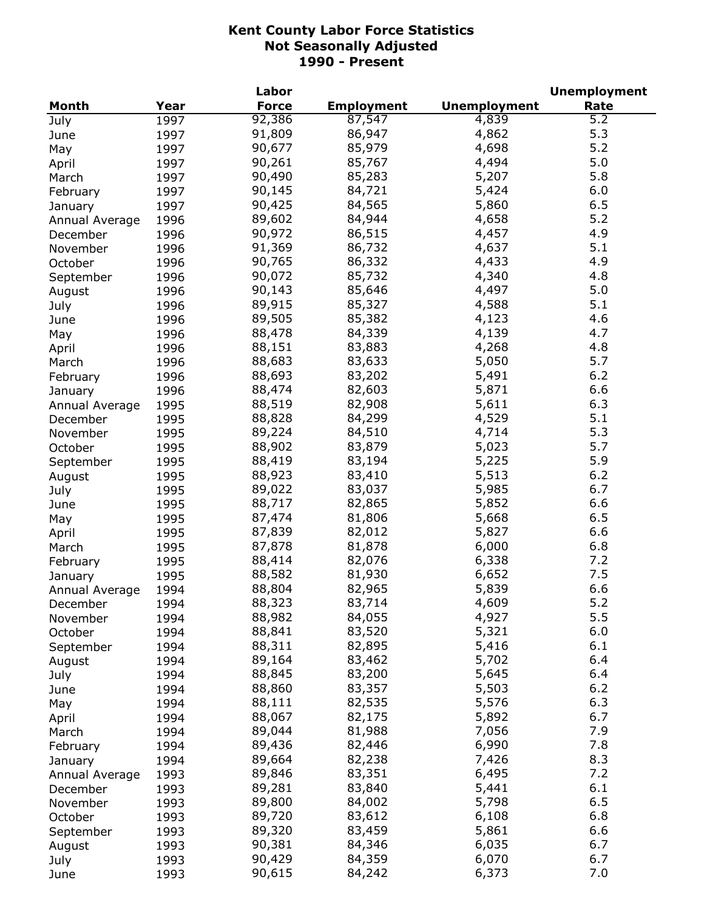# Kent County Labor Force Statistics
## Not Seasonally Adjusted
## 1990 - Present

| Month | Year | Labor Force | Employment | Unemployment | Unemployment Rate |
|---|---|---|---|---|---|
| July | 1997 | 92,386 | 87,547 | 4,839 | 5.2 |
| June | 1997 | 91,809 | 86,947 | 4,862 | 5.3 |
| May | 1997 | 90,677 | 85,979 | 4,698 | 5.2 |
| April | 1997 | 90,261 | 85,767 | 4,494 | 5.0 |
| March | 1997 | 90,490 | 85,283 | 5,207 | 5.8 |
| February | 1997 | 90,145 | 84,721 | 5,424 | 6.0 |
| January | 1997 | 90,425 | 84,565 | 5,860 | 6.5 |
| Annual Average | 1996 | 89,602 | 84,944 | 4,658 | 5.2 |
| December | 1996 | 90,972 | 86,515 | 4,457 | 4.9 |
| November | 1996 | 91,369 | 86,732 | 4,637 | 5.1 |
| October | 1996 | 90,765 | 86,332 | 4,433 | 4.9 |
| September | 1996 | 90,072 | 85,732 | 4,340 | 4.8 |
| August | 1996 | 90,143 | 85,646 | 4,497 | 5.0 |
| July | 1996 | 89,915 | 85,327 | 4,588 | 5.1 |
| June | 1996 | 89,505 | 85,382 | 4,123 | 4.6 |
| May | 1996 | 88,478 | 84,339 | 4,139 | 4.7 |
| April | 1996 | 88,151 | 83,883 | 4,268 | 4.8 |
| March | 1996 | 88,683 | 83,633 | 5,050 | 5.7 |
| February | 1996 | 88,693 | 83,202 | 5,491 | 6.2 |
| January | 1996 | 88,474 | 82,603 | 5,871 | 6.6 |
| Annual Average | 1995 | 88,519 | 82,908 | 5,611 | 6.3 |
| December | 1995 | 88,828 | 84,299 | 4,529 | 5.1 |
| November | 1995 | 89,224 | 84,510 | 4,714 | 5.3 |
| October | 1995 | 88,902 | 83,879 | 5,023 | 5.7 |
| September | 1995 | 88,419 | 83,194 | 5,225 | 5.9 |
| August | 1995 | 88,923 | 83,410 | 5,513 | 6.2 |
| July | 1995 | 89,022 | 83,037 | 5,985 | 6.7 |
| June | 1995 | 88,717 | 82,865 | 5,852 | 6.6 |
| May | 1995 | 87,474 | 81,806 | 5,668 | 6.5 |
| April | 1995 | 87,839 | 82,012 | 5,827 | 6.6 |
| March | 1995 | 87,878 | 81,878 | 6,000 | 6.8 |
| February | 1995 | 88,414 | 82,076 | 6,338 | 7.2 |
| January | 1995 | 88,582 | 81,930 | 6,652 | 7.5 |
| Annual Average | 1994 | 88,804 | 82,965 | 5,839 | 6.6 |
| December | 1994 | 88,323 | 83,714 | 4,609 | 5.2 |
| November | 1994 | 88,982 | 84,055 | 4,927 | 5.5 |
| October | 1994 | 88,841 | 83,520 | 5,321 | 6.0 |
| September | 1994 | 88,311 | 82,895 | 5,416 | 6.1 |
| August | 1994 | 89,164 | 83,462 | 5,702 | 6.4 |
| July | 1994 | 88,845 | 83,200 | 5,645 | 6.4 |
| June | 1994 | 88,860 | 83,357 | 5,503 | 6.2 |
| May | 1994 | 88,111 | 82,535 | 5,576 | 6.3 |
| April | 1994 | 88,067 | 82,175 | 5,892 | 6.7 |
| March | 1994 | 89,044 | 81,988 | 7,056 | 7.9 |
| February | 1994 | 89,436 | 82,446 | 6,990 | 7.8 |
| January | 1994 | 89,664 | 82,238 | 7,426 | 8.3 |
| Annual Average | 1993 | 89,846 | 83,351 | 6,495 | 7.2 |
| December | 1993 | 89,281 | 83,840 | 5,441 | 6.1 |
| November | 1993 | 89,800 | 84,002 | 5,798 | 6.5 |
| October | 1993 | 89,720 | 83,612 | 6,108 | 6.8 |
| September | 1993 | 89,320 | 83,459 | 5,861 | 6.6 |
| August | 1993 | 90,381 | 84,346 | 6,035 | 6.7 |
| July | 1993 | 90,429 | 84,359 | 6,070 | 6.7 |
| June | 1993 | 90,615 | 84,242 | 6,373 | 7.0 |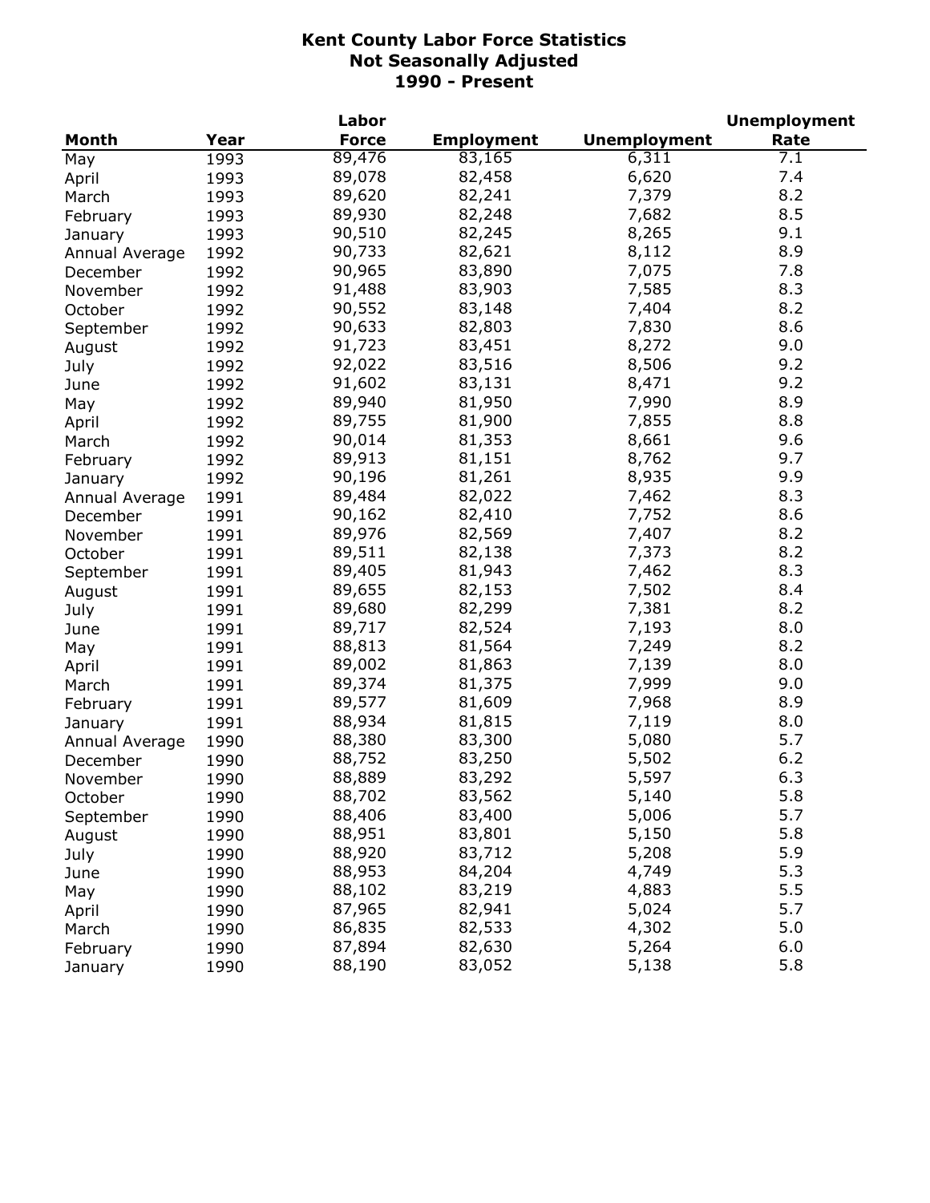# Kent County Labor Force Statistics
# Not Seasonally Adjusted
# 1990 - Present

| Month | Year | Labor Force | Employment | Unemployment | Unemployment Rate |
|---|---|---|---|---|---|
| May | 1993 | 89,476 | 83,165 | 6,311 | 7.1 |
| April | 1993 | 89,078 | 82,458 | 6,620 | 7.4 |
| March | 1993 | 89,620 | 82,241 | 7,379 | 8.2 |
| February | 1993 | 89,930 | 82,248 | 7,682 | 8.5 |
| January | 1993 | 90,510 | 82,245 | 8,265 | 9.1 |
| Annual Average | 1992 | 90,733 | 82,621 | 8,112 | 8.9 |
| December | 1992 | 90,965 | 83,890 | 7,075 | 7.8 |
| November | 1992 | 91,488 | 83,903 | 7,585 | 8.3 |
| October | 1992 | 90,552 | 83,148 | 7,404 | 8.2 |
| September | 1992 | 90,633 | 82,803 | 7,830 | 8.6 |
| August | 1992 | 91,723 | 83,451 | 8,272 | 9.0 |
| July | 1992 | 92,022 | 83,516 | 8,506 | 9.2 |
| June | 1992 | 91,602 | 83,131 | 8,471 | 9.2 |
| May | 1992 | 89,940 | 81,950 | 7,990 | 8.9 |
| April | 1992 | 89,755 | 81,900 | 7,855 | 8.8 |
| March | 1992 | 90,014 | 81,353 | 8,661 | 9.6 |
| February | 1992 | 89,913 | 81,151 | 8,762 | 9.7 |
| January | 1992 | 90,196 | 81,261 | 8,935 | 9.9 |
| Annual Average | 1991 | 89,484 | 82,022 | 7,462 | 8.3 |
| December | 1991 | 90,162 | 82,410 | 7,752 | 8.6 |
| November | 1991 | 89,976 | 82,569 | 7,407 | 8.2 |
| October | 1991 | 89,511 | 82,138 | 7,373 | 8.2 |
| September | 1991 | 89,405 | 81,943 | 7,462 | 8.3 |
| August | 1991 | 89,655 | 82,153 | 7,502 | 8.4 |
| July | 1991 | 89,680 | 82,299 | 7,381 | 8.2 |
| June | 1991 | 89,717 | 82,524 | 7,193 | 8.0 |
| May | 1991 | 88,813 | 81,564 | 7,249 | 8.2 |
| April | 1991 | 89,002 | 81,863 | 7,139 | 8.0 |
| March | 1991 | 89,374 | 81,375 | 7,999 | 9.0 |
| February | 1991 | 89,577 | 81,609 | 7,968 | 8.9 |
| January | 1991 | 88,934 | 81,815 | 7,119 | 8.0 |
| Annual Average | 1990 | 88,380 | 83,300 | 5,080 | 5.7 |
| December | 1990 | 88,752 | 83,250 | 5,502 | 6.2 |
| November | 1990 | 88,889 | 83,292 | 5,597 | 6.3 |
| October | 1990 | 88,702 | 83,562 | 5,140 | 5.8 |
| September | 1990 | 88,406 | 83,400 | 5,006 | 5.7 |
| August | 1990 | 88,951 | 83,801 | 5,150 | 5.8 |
| July | 1990 | 88,920 | 83,712 | 5,208 | 5.9 |
| June | 1990 | 88,953 | 84,204 | 4,749 | 5.3 |
| May | 1990 | 88,102 | 83,219 | 4,883 | 5.5 |
| April | 1990 | 87,965 | 82,941 | 5,024 | 5.7 |
| March | 1990 | 86,835 | 82,533 | 4,302 | 5.0 |
| February | 1990 | 87,894 | 82,630 | 5,264 | 6.0 |
| January | 1990 | 88,190 | 83,052 | 5,138 | 5.8 |